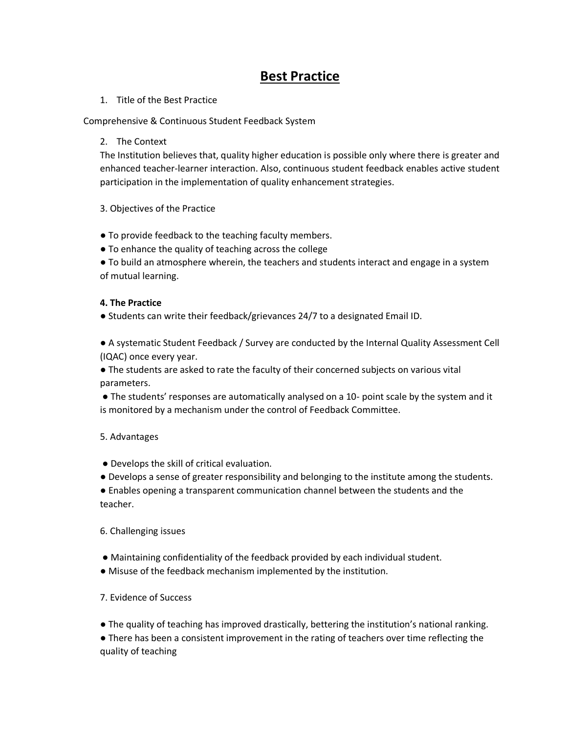# Best Practice

1. Title of the Best Practice

Comprehensive & Continuous Student Feedback System

2. The Context

The Institution believes that, quality higher education is possible only where there is greater and enhanced teacher-learner interaction. Also, continuous student feedback enables active student participation in the implementation of quality enhancement strategies.

3. Objectives of the Practice

- To provide feedback to the teaching faculty members.
- To enhance the quality of teaching across the college
- To build an atmosphere wherein, the teachers and students interact and engage in a system of mutual learning.

**4. The Practice**

- Students can write their feedback/grievances 24/7 to a designated Email ID.
- A systematic Student Feedback / Survey are conducted by the Internal Quality Assessment Cell (IQAC) once every year.
- The students are asked to rate the faculty of their concerned subjects on various vital parameters.
- The students' responses are automatically analysed on a 10- point scale by the system and it is monitored by a mechanism under the control of Feedback Committee.

5. Advantages

- Develops the skill of critical evaluation.
- Develops a sense of greater responsibility and belonging to the institute among the students.
- Enables opening a transparent communication channel between the students and the teacher.

6. Challenging issues

- Maintaining confidentiality of the feedback provided by each individual student.
- Misuse of the feedback mechanism implemented by the institution.

7. Evidence of Success

- The quality of teaching has improved drastically, bettering the institution's national ranking.
- There has been a consistent improvement in the rating of teachers over time reflecting the quality of teaching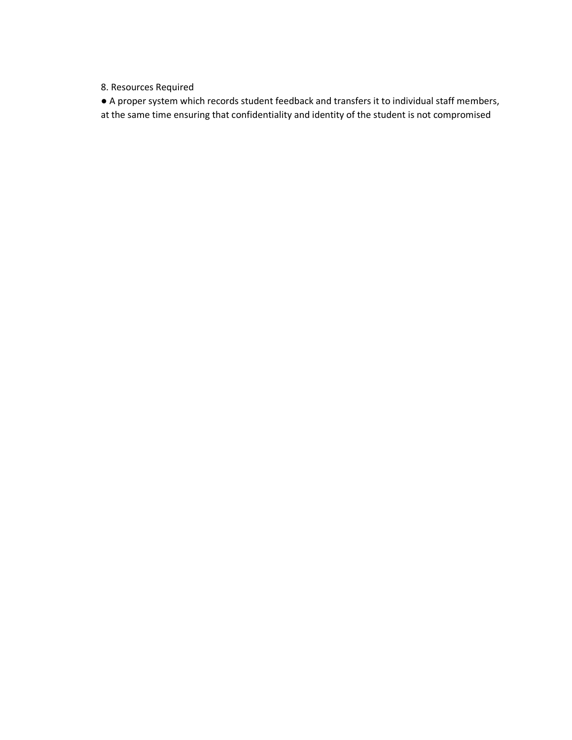8. Resources Required

- A proper system which records student feedback and transfers it to individual staff members, at the same time ensuring that confidentiality and identity of the student is not compromised